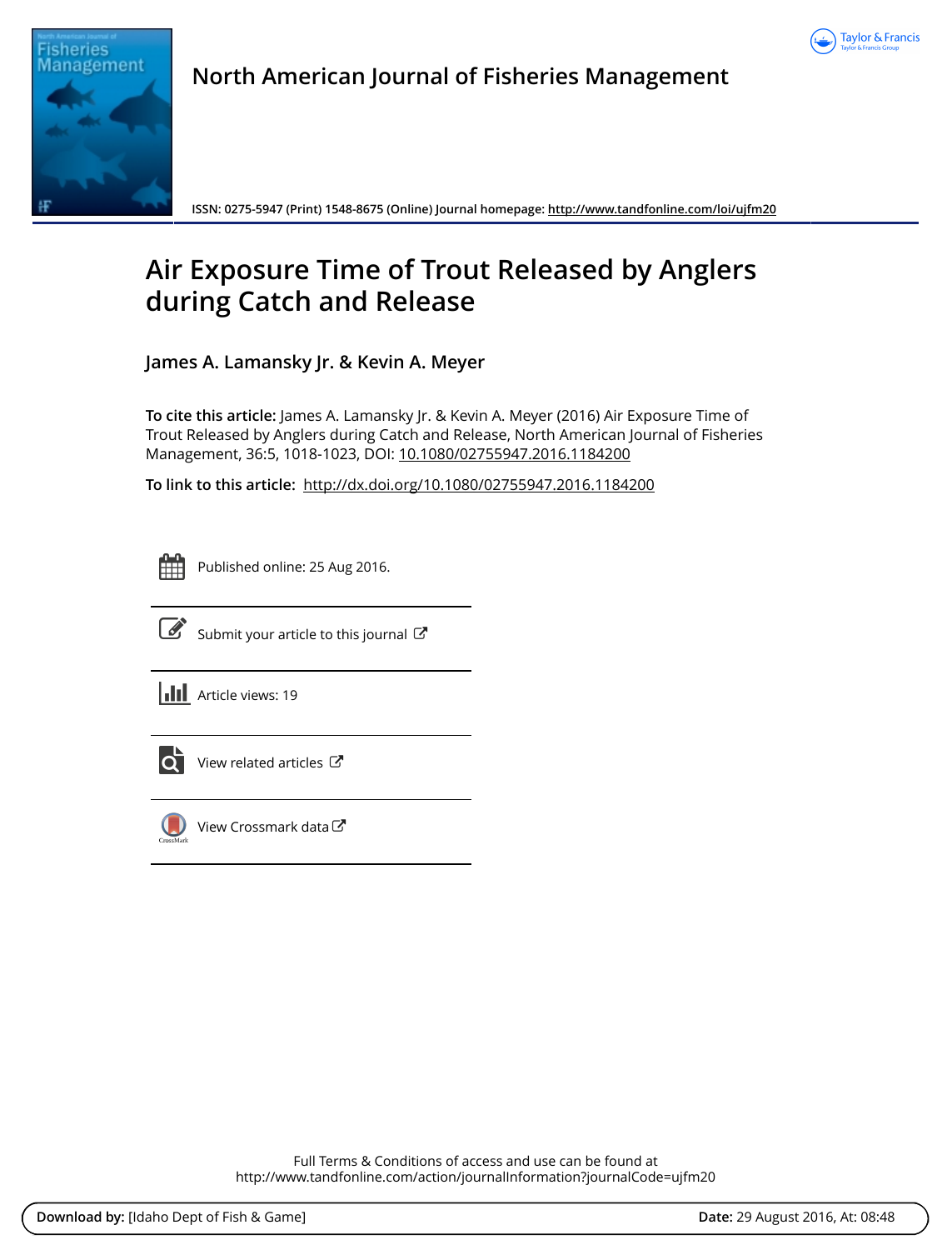# North American Journal of Fisheries Management

**ISSN: 0275-5947 (Print) 1548-8675 (Online) Journal homepage: http://www.tandfonline.com/loi/ujfm20**

# Air Exposure Time of Trout Released by Anglers during Catch and Release

**James A. Lamansky Jr. & Kevin A. Meyer**

**To cite this article:** James A. Lamansky Jr. & Kevin A. Meyer (2016) Air Exposure Time of Trout Released by Anglers during Catch and Release, North American Journal of Fisheries Management, 36:5, 1018-1023, DOI: 10.1080/02755947.2016.1184200

**To link to this article:** http://dx.doi.org/10.1080/02755947.2016.1184200

Published online: 25 Aug 2016.

Submit your article to this journal

Article views: 19

View related articles

View Crossmark data

Full Terms & Conditions of access and use can be found at
http://www.tandfonline.com/action/journalInformation?journalCode=ujfm20

**Download by:** [Idaho Dept of Fish & Game] **Date:** 29 August 2016, At: 08:48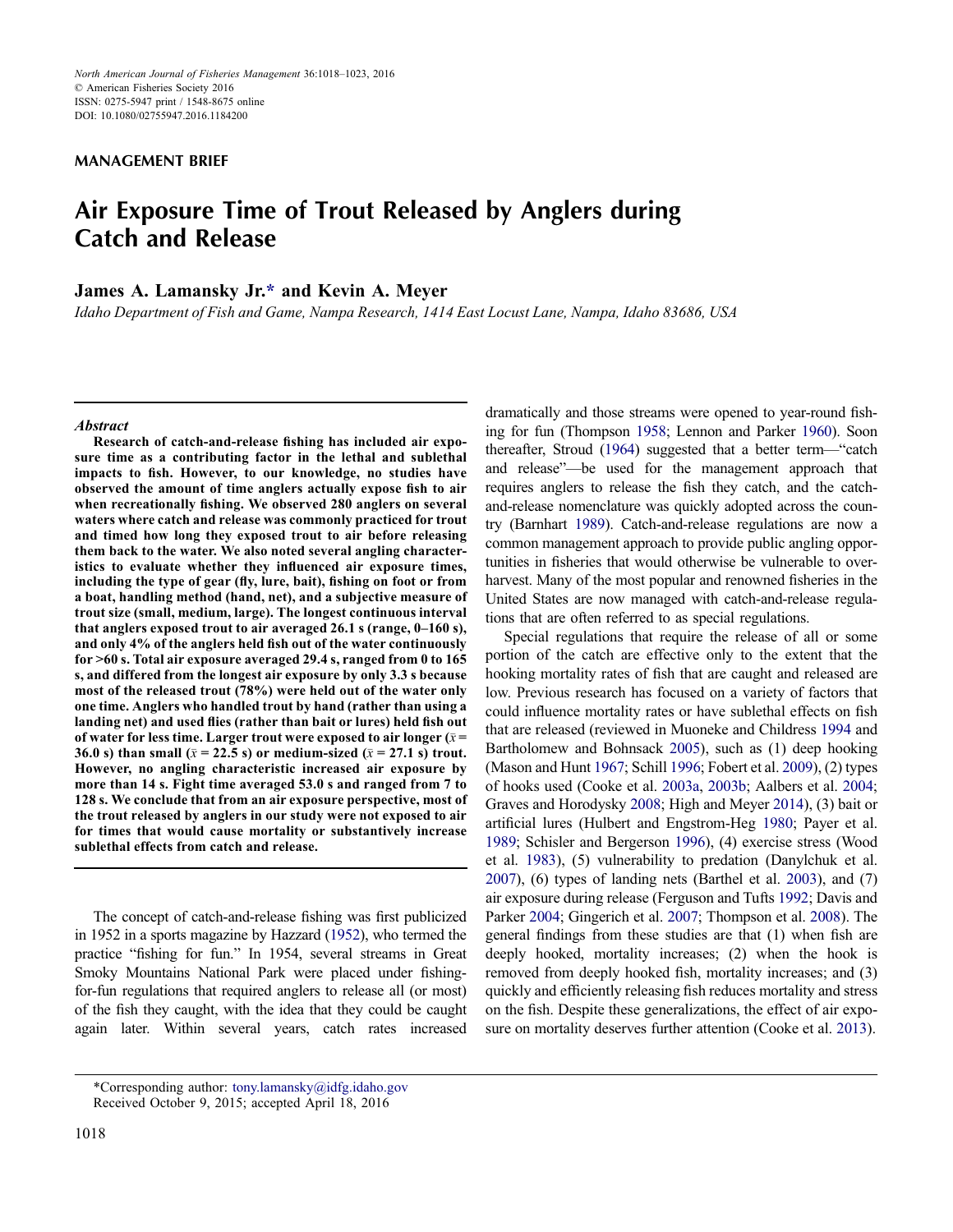MANAGEMENT BRIEF

# Air Exposure Time of Trout Released by Anglers during Catch and Release

**James A. Lamansky Jr.*** **and Kevin A. Meyer**

*Idaho Department of Fish and Game, Nampa Research, 1414 East Locust Lane, Nampa, Idaho 83686, USA*

### *Abstract*

**Research of catch-and-release fishing has included air exposure time as a contributing factor in the lethal and sublethal impacts to fish. However, to our knowledge, no studies have observed the amount of time anglers actually expose fish to air when recreationally fishing. We observed 280 anglers on several waters where catch and release was commonly practiced for trout and timed how long they exposed trout to air before releasing them back to the water. We also noted several angling characteristics to evaluate whether they influenced air exposure times, including the type of gear (fly, lure, bait), fishing on foot or from a boat, handling method (hand, net), and a subjective measure of trout size (small, medium, large). The longest continuous interval that anglers exposed trout to air averaged 26.1 s (range, 0–160 s), and only 4% of the anglers held fish out of the water continuously for >60 s. Total air exposure averaged 29.4 s, ranged from 0 to 165 s, and differed from the longest air exposure by only 3.3 s because most of the released trout (78%) were held out of the water only one time. Anglers who handled trout by hand (rather than using a landing net) and used flies (rather than bait or lures) held fish out of water for less time. Larger trout were exposed to air longer ($\bar{x}$ = 36.0 s) than small ($\bar{x}$ = 22.5 s) or medium-sized ($\bar{x}$ = 27.1 s) trout. However, no angling characteristic increased air exposure by more than 14 s. Fight time averaged 53.0 s and ranged from 7 to 128 s. We conclude that from an air exposure perspective, most of the trout released by anglers in our study were not exposed to air for times that would cause mortality or substantively increase sublethal effects from catch and release.**

The concept of catch-and-release fishing was first publicized in 1952 in a sports magazine by Hazzard (1952), who termed the practice "fishing for fun." In 1954, several streams in Great Smoky Mountains National Park were placed under fishing-for-fun regulations that required anglers to release all (or most) of the fish they caught, with the idea that they could be caught again later. Within several years, catch rates increased dramatically and those streams were opened to year-round fishing for fun (Thompson 1958; Lennon and Parker 1960). Soon thereafter, Stroud (1964) suggested that a better term—"catch and release"—be used for the management approach that requires anglers to release the fish they catch, and the catch-and-release nomenclature was quickly adopted across the country (Barnhart 1989). Catch-and-release regulations are now a common management approach to provide public angling opportunities in fisheries that would otherwise be vulnerable to overharvest. Many of the most popular and renowned fisheries in the United States are now managed with catch-and-release regulations that are often referred to as special regulations.

Special regulations that require the release of all or some portion of the catch are effective only to the extent that the hooking mortality rates of fish that are caught and released are low. Previous research has focused on a variety of factors that could influence mortality rates or have sublethal effects on fish that are released (reviewed in Muoneke and Childress 1994 and Bartholomew and Bohnsack 2005), such as (1) deep hooking (Mason and Hunt 1967; Schill 1996; Fobert et al. 2009), (2) types of hooks used (Cooke et al. 2003a, 2003b; Aalbers et al. 2004; Graves and Horodysky 2008; High and Meyer 2014), (3) bait or artificial lures (Hulbert and Engstrom-Heg 1980; Payer et al. 1989; Schisler and Bergerson 1996), (4) exercise stress (Wood et al. 1983), (5) vulnerability to predation (Danylchuk et al. 2007), (6) types of landing nets (Barthel et al. 2003), and (7) air exposure during release (Ferguson and Tufts 1992; Davis and Parker 2004; Gingerich et al. 2007; Thompson et al. 2008). The general findings from these studies are that (1) when fish are deeply hooked, mortality increases; (2) when the hook is removed from deeply hooked fish, mortality increases; and (3) quickly and efficiently releasing fish reduces mortality and stress on the fish. Despite these generalizations, the effect of air exposure on mortality deserves further attention (Cooke et al. 2013).

*Corresponding author: tony.lamansky@idfg.idaho.gov
Received October 9, 2015; accepted April 18, 2016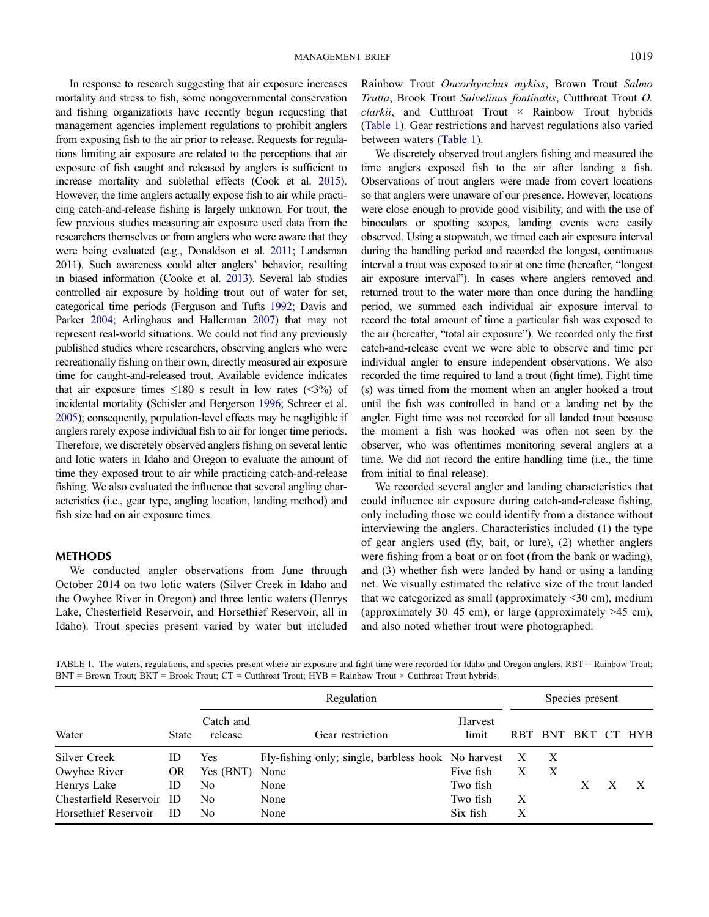In response to research suggesting that air exposure increases mortality and stress to fish, some nongovernmental conservation and fishing organizations have recently begun requesting that management agencies implement regulations to prohibit anglers from exposing fish to the air prior to release. Requests for regulations limiting air exposure are related to the perceptions that air exposure of fish caught and released by anglers is sufficient to increase mortality and sublethal effects (Cook et al. 2015). However, the time anglers actually expose fish to air while practicing catch-and-release fishing is largely unknown. For trout, the few previous studies measuring air exposure used data from the researchers themselves or from anglers who were aware that they were being evaluated (e.g., Donaldson et al. 2011; Landsman 2011). Such awareness could alter anglers' behavior, resulting in biased information (Cooke et al. 2013). Several lab studies controlled air exposure by holding trout out of water for set, categorical time periods (Ferguson and Tufts 1992; Davis and Parker 2004; Arlinghaus and Hallerman 2007) that may not represent real-world situations. We could not find any previously published studies where researchers, observing anglers who were recreationally fishing on their own, directly measured air exposure time for caught-and-released trout. Available evidence indicates that air exposure times ≤180 s result in low rates (<3%) of incidental mortality (Schisler and Bergerson 1996; Schreer et al. 2005); consequently, population-level effects may be negligible if anglers rarely expose individual fish to air for longer time periods. Therefore, we discretely observed anglers fishing on several lentic and lotic waters in Idaho and Oregon to evaluate the amount of time they exposed trout to air while practicing catch-and-release fishing. We also evaluated the influence that several angling characteristics (i.e., gear type, angling location, landing method) and fish size had on air exposure times.

## METHODS

We conducted angler observations from June through October 2014 on two lotic waters (Silver Creek in Idaho and the Owyhee River in Oregon) and three lentic waters (Henrys Lake, Chesterfield Reservoir, and Horsethief Reservoir, all in Idaho). Trout species present varied by water but included Rainbow Trout *Oncorhynchus mykiss*, Brown Trout *Salmo Trutta*, Brook Trout *Salvelinus fontinalis*, Cutthroat Trout *O. clarkii*, and Cutthroat Trout × Rainbow Trout hybrids (Table 1). Gear restrictions and harvest regulations also varied between waters (Table 1).

We discretely observed trout anglers fishing and measured the time anglers exposed fish to the air after landing a fish. Observations of trout anglers were made from covert locations so that anglers were unaware of our presence. However, locations were close enough to provide good visibility, and with the use of binoculars or spotting scopes, landing events were easily observed. Using a stopwatch, we timed each air exposure interval during the handling period and recorded the longest, continuous interval a trout was exposed to air at one time (hereafter, "longest air exposure interval"). In cases where anglers removed and returned trout to the water more than once during the handling period, we summed each individual air exposure interval to record the total amount of time a particular fish was exposed to the air (hereafter, "total air exposure"). We recorded only the first catch-and-release event we were able to observe and time per individual angler to ensure independent observations. We also recorded the time required to land a trout (fight time). Fight time (s) was timed from the moment when an angler hooked a trout until the fish was controlled in hand or a landing net by the angler. Fight time was not recorded for all landed trout because the moment a fish was hooked was often not seen by the observer, who was oftentimes monitoring several anglers at a time. We did not record the entire handling time (i.e., the time from initial to final release).

We recorded several angler and landing characteristics that could influence air exposure during catch-and-release fishing, only including those we could identify from a distance without interviewing the anglers. Characteristics included (1) the type of gear anglers used (fly, bait, or lure), (2) whether anglers were fishing from a boat or on foot (from the bank or wading), and (3) whether fish were landed by hand or using a landing net. We visually estimated the relative size of the trout landed that we categorized as small (approximately <30 cm), medium (approximately 30–45 cm), or large (approximately >45 cm), and also noted whether trout were photographed.

TABLE 1. The waters, regulations, and species present where air exposure and fight time were recorded for Idaho and Oregon anglers. RBT = Rainbow Trout; BNT = Brown Trout; BKT = Brook Trout; CT = Cutthroat Trout; HYB = Rainbow Trout × Cutthroat Trout hybrids.

| | | Regulation | | | Species present | | | | |
|---|---|---|---|---|---|---|---|---|---|
| Water | State | Catch and release | Gear restriction | Harvest limit | RBT | BNT | BKT | CT | HYB |
| Silver Creek | ID | Yes | Fly-fishing only; single, barbless hook | No harvest | X | X | | | |
| Owyhee River | OR | Yes (BNT) | None | Five fish | X | X | | | |
| Henrys Lake | ID | No | None | Two fish | | | X | X | X |
| Chesterfield Reservoir | ID | No | None | Two fish | X | | | | |
| Horsethief Reservoir | ID | No | None | Six fish | X | | | | |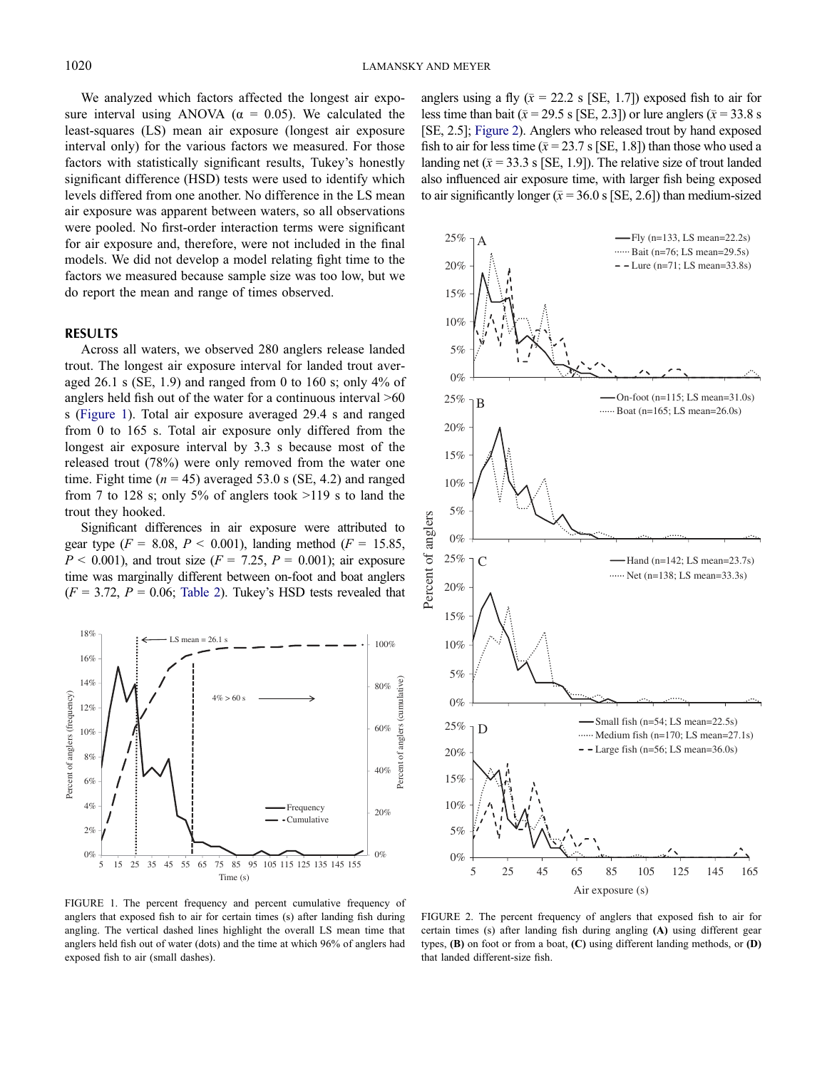We analyzed which factors affected the longest air exposure interval using ANOVA ($\alpha$ = 0.05). We calculated the least-squares (LS) mean air exposure (longest air exposure interval only) for the various factors we measured. For those factors with statistically significant results, Tukey's honestly significant difference (HSD) tests were used to identify which levels differed from one another. No difference in the LS mean air exposure was apparent between waters, so all observations were pooled. No first-order interaction terms were significant for air exposure and, therefore, were not included in the final models. We did not develop a model relating fight time to the factors we measured because sample size was too low, but we do report the mean and range of times observed.

## RESULTS

Across all waters, we observed 280 anglers release landed trout. The longest air exposure interval for landed trout averaged 26.1 s (SE, 1.9) and ranged from 0 to 160 s; only 4% of anglers held fish out of the water for a continuous interval >60 s (Figure 1). Total air exposure averaged 29.4 s and ranged from 0 to 165 s. Total air exposure only differed from the longest air exposure interval by 3.3 s because most of the released trout (78%) were only removed from the water one time. Fight time ($n$ = 45) averaged 53.0 s (SE, 4.2) and ranged from 7 to 128 s; only 5% of anglers took >119 s to land the trout they hooked.

Significant differences in air exposure were attributed to gear type ($F$ = 8.08, $P$ < 0.001), landing method ($F$ = 15.85, $P$ < 0.001), and trout size ($F$ = 7.25, $P$ = 0.001); air exposure time was marginally different between on-foot and boat anglers ($F$ = 3.72, $P$ = 0.06; Table 2). Tukey's HSD tests revealed that anglers using a fly ($\bar{x}$ = 22.2 s [SE, 1.7]) exposed fish to air for less time than bait ($\bar{x}$ = 29.5 s [SE, 2.3]) or lure anglers ($\bar{x}$ = 33.8 s [SE, 2.5]; Figure 2). Anglers who released trout by hand exposed fish to air for less time ($\bar{x}$ = 23.7 s [SE, 1.8]) than those who used a landing net ($\bar{x}$ = 33.3 s [SE, 1.9]). The relative size of trout landed also influenced air exposure time, with larger fish being exposed to air significantly longer ($\bar{x}$ = 36.0 s [SE, 2.6]) than medium-sized

FIGURE 1. The percent frequency and percent cumulative frequency of anglers that exposed fish to air for certain times (s) after landing fish during angling. The vertical dashed lines highlight the overall LS mean time that anglers held fish out of water (dots) and the time at which 96% of anglers had exposed fish to air (small dashes).

FIGURE 2. The percent frequency of anglers that exposed fish to air for certain times (s) after landing fish during angling **(A)** using different gear types, **(B)** on foot or from a boat, **(C)** using different landing methods, or **(D)** that landed different-size fish.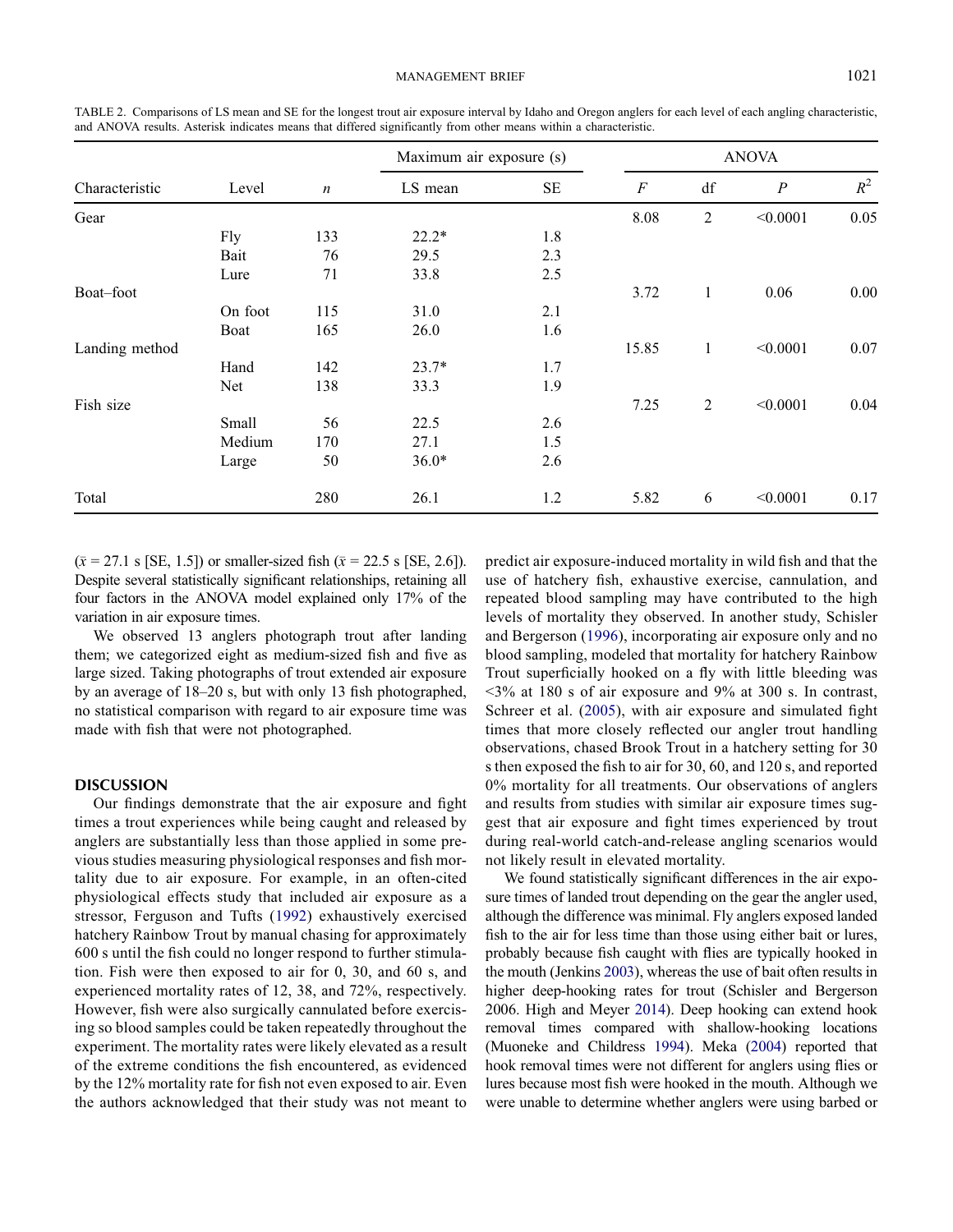TABLE 2. Comparisons of LS mean and SE for the longest trout air exposure interval by Idaho and Oregon anglers for each level of each angling characteristic, and ANOVA results. Asterisk indicates means that differed significantly from other means within a characteristic.

| Characteristic | Level | $n$ | Maximum air exposure (s) | | ANOVA | | | |
|---|---|---|---|---|---|---|---|---|
| | | | LS mean | SE | $F$ | df | $P$ | $R^2$ |
| Gear | | | | | 8.08 | 2 | <0.0001 | 0.05 |
| | Fly | 133 | 22.2* | 1.8 | | | | |
| | Bait | 76 | 29.5 | 2.3 | | | | |
| | Lure | 71 | 33.8 | 2.5 | | | | |
| Boat–foot | | | | | 3.72 | 1 | 0.06 | 0.00 |
| | On foot | 115 | 31.0 | 2.1 | | | | |
| | Boat | 165 | 26.0 | 1.6 | | | | |
| Landing method | | | | | 15.85 | 1 | <0.0001 | 0.07 |
| | Hand | 142 | 23.7* | 1.7 | | | | |
| | Net | 138 | 33.3 | 1.9 | | | | |
| Fish size | | | | | 7.25 | 2 | <0.0001 | 0.04 |
| | Small | 56 | 22.5 | 2.6 | | | | |
| | Medium | 170 | 27.1 | 1.5 | | | | |
| | Large | 50 | 36.0* | 2.6 | | | | |
| Total | | 280 | 26.1 | 1.2 | 5.82 | 6 | <0.0001 | 0.17 |

($\bar{x}$ = 27.1 s [SE, 1.5]) or smaller-sized fish ($\bar{x}$ = 22.5 s [SE, 2.6]). Despite several statistically significant relationships, retaining all four factors in the ANOVA model explained only 17% of the variation in air exposure times.

We observed 13 anglers photograph trout after landing them; we categorized eight as medium-sized fish and five as large sized. Taking photographs of trout extended air exposure by an average of 18–20 s, but with only 13 fish photographed, no statistical comparison with regard to air exposure time was made with fish that were not photographed.

## DISCUSSION

Our findings demonstrate that the air exposure and fight times a trout experiences while being caught and released by anglers are substantially less than those applied in some previous studies measuring physiological responses and fish mortality due to air exposure. For example, in an often-cited physiological effects study that included air exposure as a stressor, Ferguson and Tufts (1992) exhaustively exercised hatchery Rainbow Trout by manual chasing for approximately 600 s until the fish could no longer respond to further stimulation. Fish were then exposed to air for 0, 30, and 60 s, and experienced mortality rates of 12, 38, and 72%, respectively. However, fish were also surgically cannulated before exercising so blood samples could be taken repeatedly throughout the experiment. The mortality rates were likely elevated as a result of the extreme conditions the fish encountered, as evidenced by the 12% mortality rate for fish not even exposed to air. Even the authors acknowledged that their study was not meant to predict air exposure-induced mortality in wild fish and that the use of hatchery fish, exhaustive exercise, cannulation, and repeated blood sampling may have contributed to the high levels of mortality they observed. In another study, Schisler and Bergerson (1996), incorporating air exposure only and no blood sampling, modeled that mortality for hatchery Rainbow Trout superficially hooked on a fly with little bleeding was <3% at 180 s of air exposure and 9% at 300 s. In contrast, Schreer et al. (2005), with air exposure and simulated fight times that more closely reflected our angler trout handling observations, chased Brook Trout in a hatchery setting for 30 s then exposed the fish to air for 30, 60, and 120 s, and reported 0% mortality for all treatments. Our observations of anglers and results from studies with similar air exposure times suggest that air exposure and fight times experienced by trout during real-world catch-and-release angling scenarios would not likely result in elevated mortality.

We found statistically significant differences in the air exposure times of landed trout depending on the gear the angler used, although the difference was minimal. Fly anglers exposed landed fish to the air for less time than those using either bait or lures, probably because fish caught with flies are typically hooked in the mouth (Jenkins 2003), whereas the use of bait often results in higher deep-hooking rates for trout (Schisler and Bergerson 2006. High and Meyer 2014). Deep hooking can extend hook removal times compared with shallow-hooking locations (Muoneke and Childress 1994). Meka (2004) reported that hook removal times were not different for anglers using flies or lures because most fish were hooked in the mouth. Although we were unable to determine whether anglers were using barbed or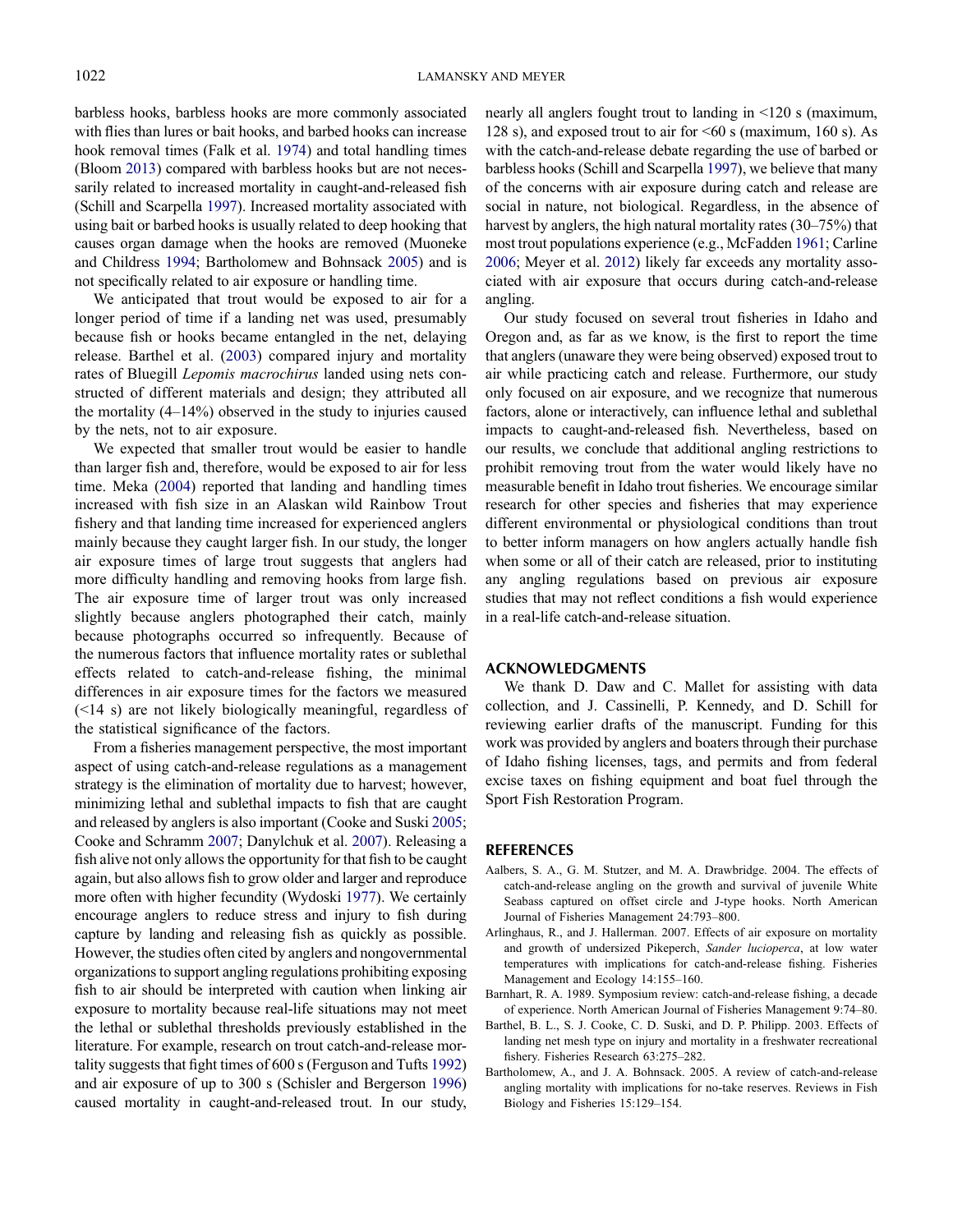barbless hooks, barbless hooks are more commonly associated with flies than lures or bait hooks, and barbed hooks can increase hook removal times (Falk et al. 1974) and total handling times (Bloom 2013) compared with barbless hooks but are not necessarily related to increased mortality in caught-and-released fish (Schill and Scarpella 1997). Increased mortality associated with using bait or barbed hooks is usually related to deep hooking that causes organ damage when the hooks are removed (Muoneke and Childress 1994; Bartholomew and Bohnsack 2005) and is not specifically related to air exposure or handling time.

We anticipated that trout would be exposed to air for a longer period of time if a landing net was used, presumably because fish or hooks became entangled in the net, delaying release. Barthel et al. (2003) compared injury and mortality rates of Bluegill *Lepomis macrochirus* landed using nets constructed of different materials and design; they attributed all the mortality (4–14%) observed in the study to injuries caused by the nets, not to air exposure.

We expected that smaller trout would be easier to handle than larger fish and, therefore, would be exposed to air for less time. Meka (2004) reported that landing and handling times increased with fish size in an Alaskan wild Rainbow Trout fishery and that landing time increased for experienced anglers mainly because they caught larger fish. In our study, the longer air exposure times of large trout suggests that anglers had more difficulty handling and removing hooks from large fish. The air exposure time of larger trout was only increased slightly because anglers photographed their catch, mainly because photographs occurred so infrequently. Because of the numerous factors that influence mortality rates or sublethal effects related to catch-and-release fishing, the minimal differences in air exposure times for the factors we measured (<14 s) are not likely biologically meaningful, regardless of the statistical significance of the factors.

From a fisheries management perspective, the most important aspect of using catch-and-release regulations as a management strategy is the elimination of mortality due to harvest; however, minimizing lethal and sublethal impacts to fish that are caught and released by anglers is also important (Cooke and Suski 2005; Cooke and Schramm 2007; Danylchuk et al. 2007). Releasing a fish alive not only allows the opportunity for that fish to be caught again, but also allows fish to grow older and larger and reproduce more often with higher fecundity (Wydoski 1977). We certainly encourage anglers to reduce stress and injury to fish during capture by landing and releasing fish as quickly as possible. However, the studies often cited by anglers and nongovernmental organizations to support angling regulations prohibiting exposing fish to air should be interpreted with caution when linking air exposure to mortality because real-life situations may not meet the lethal or sublethal thresholds previously established in the literature. For example, research on trout catch-and-release mortality suggests that fight times of 600 s (Ferguson and Tufts 1992) and air exposure of up to 300 s (Schisler and Bergerson 1996) caused mortality in caught-and-released trout. In our study, nearly all anglers fought trout to landing in <120 s (maximum, 128 s), and exposed trout to air for <60 s (maximum, 160 s). As with the catch-and-release debate regarding the use of barbed or barbless hooks (Schill and Scarpella 1997), we believe that many of the concerns with air exposure during catch and release are social in nature, not biological. Regardless, in the absence of harvest by anglers, the high natural mortality rates (30–75%) that most trout populations experience (e.g., McFadden 1961; Carline 2006; Meyer et al. 2012) likely far exceeds any mortality associated with air exposure that occurs during catch-and-release angling.

Our study focused on several trout fisheries in Idaho and Oregon and, as far as we know, is the first to report the time that anglers (unaware they were being observed) exposed trout to air while practicing catch and release. Furthermore, our study only focused on air exposure, and we recognize that numerous factors, alone or interactively, can influence lethal and sublethal impacts to caught-and-released fish. Nevertheless, based on our results, we conclude that additional angling restrictions to prohibit removing trout from the water would likely have no measurable benefit in Idaho trout fisheries. We encourage similar research for other species and fisheries that may experience different environmental or physiological conditions than trout to better inform managers on how anglers actually handle fish when some or all of their catch are released, prior to instituting any angling regulations based on previous air exposure studies that may not reflect conditions a fish would experience in a real-life catch-and-release situation.

## ACKNOWLEDGMENTS

We thank D. Daw and C. Mallet for assisting with data collection, and J. Cassinelli, P. Kennedy, and D. Schill for reviewing earlier drafts of the manuscript. Funding for this work was provided by anglers and boaters through their purchase of Idaho fishing licenses, tags, and permits and from federal excise taxes on fishing equipment and boat fuel through the Sport Fish Restoration Program.

## REFERENCES

Aalbers, S. A., G. M. Stutzer, and M. A. Drawbridge. 2004. The effects of catch-and-release angling on the growth and survival of juvenile White Seabass captured on offset circle and J-type hooks. North American Journal of Fisheries Management 24:793–800.

Arlinghaus, R., and J. Hallerman. 2007. Effects of air exposure on mortality and growth of undersized Pikeperch, *Sander lucioperca*, at low water temperatures with implications for catch-and-release fishing. Fisheries Management and Ecology 14:155–160.

Barnhart, R. A. 1989. Symposium review: catch-and-release fishing, a decade of experience. North American Journal of Fisheries Management 9:74–80.

Barthel, B. L., S. J. Cooke, C. D. Suski, and D. P. Philipp. 2003. Effects of landing net mesh type on injury and mortality in a freshwater recreational fishery. Fisheries Research 63:275–282.

Bartholomew, A., and J. A. Bohnsack. 2005. A review of catch-and-release angling mortality with implications for no-take reserves. Reviews in Fish Biology and Fisheries 15:129–154.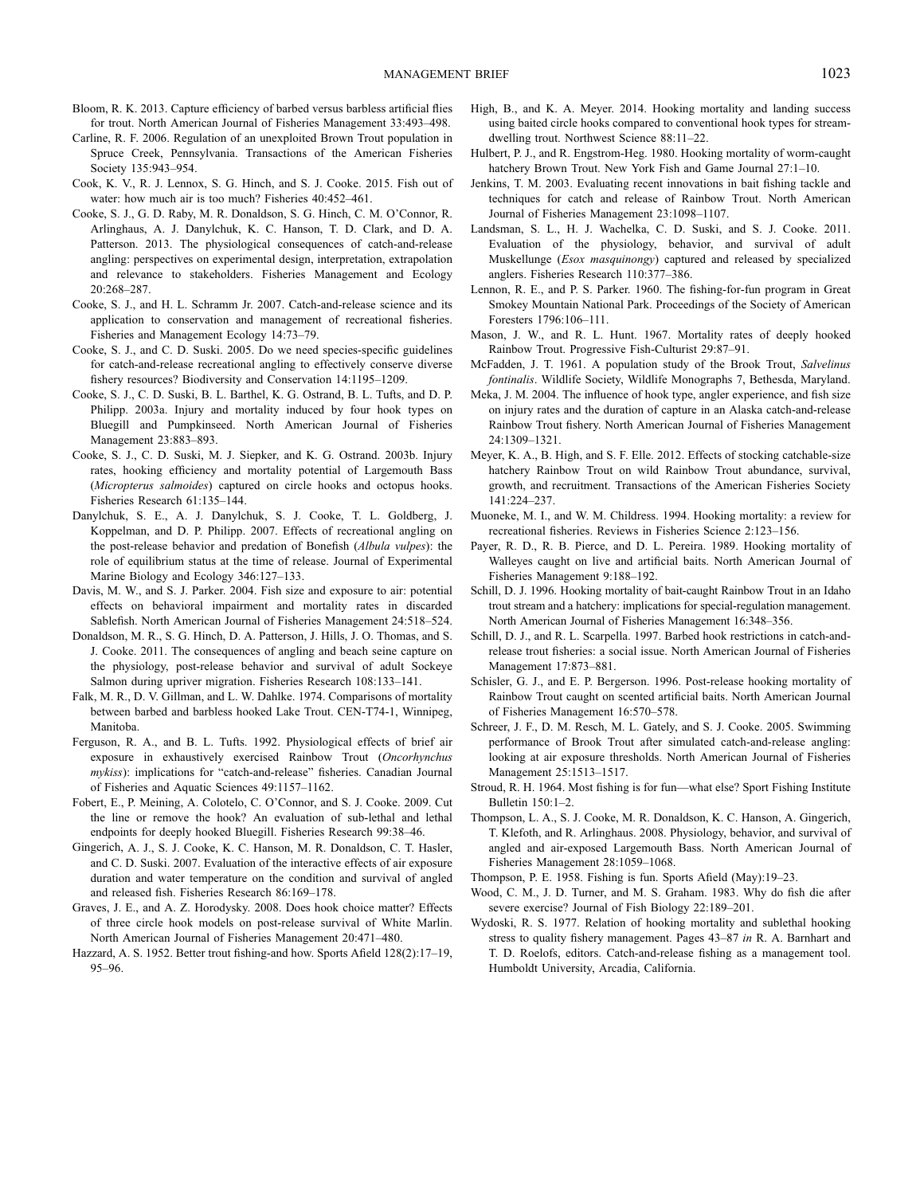Bloom, R. K. 2013. Capture efficiency of barbed versus barbless artificial flies for trout. North American Journal of Fisheries Management 33:493–498.

Carline, R. F. 2006. Regulation of an unexploited Brown Trout population in Spruce Creek, Pennsylvania. Transactions of the American Fisheries Society 135:943–954.

Cook, K. V., R. J. Lennox, S. G. Hinch, and S. J. Cooke. 2015. Fish out of water: how much air is too much? Fisheries 40:452–461.

Cooke, S. J., G. D. Raby, M. R. Donaldson, S. G. Hinch, C. M. O'Connor, R. Arlinghaus, A. J. Danylchuk, K. C. Hanson, T. D. Clark, and D. A. Patterson. 2013. The physiological consequences of catch-and-release angling: perspectives on experimental design, interpretation, extrapolation and relevance to stakeholders. Fisheries Management and Ecology 20:268–287.

Cooke, S. J., and H. L. Schramm Jr. 2007. Catch-and-release science and its application to conservation and management of recreational fisheries. Fisheries and Management Ecology 14:73–79.

Cooke, S. J., and C. D. Suski. 2005. Do we need species-specific guidelines for catch-and-release recreational angling to effectively conserve diverse fishery resources? Biodiversity and Conservation 14:1195–1209.

Cooke, S. J., C. D. Suski, B. L. Barthel, K. G. Ostrand, B. L. Tufts, and D. P. Philipp. 2003a. Injury and mortality induced by four hook types on Bluegill and Pumpkinseed. North American Journal of Fisheries Management 23:883–893.

Cooke, S. J., C. D. Suski, M. J. Siepker, and K. G. Ostrand. 2003b. Injury rates, hooking efficiency and mortality potential of Largemouth Bass (*Micropterus salmoides*) captured on circle hooks and octopus hooks. Fisheries Research 61:135–144.

Danylchuk, S. E., A. J. Danylchuk, S. J. Cooke, T. L. Goldberg, J. Koppelman, and D. P. Philipp. 2007. Effects of recreational angling on the post-release behavior and predation of Bonefish (*Albula vulpes*): the role of equilibrium status at the time of release. Journal of Experimental Marine Biology and Ecology 346:127–133.

Davis, M. W., and S. J. Parker. 2004. Fish size and exposure to air: potential effects on behavioral impairment and mortality rates in discarded Sablefish. North American Journal of Fisheries Management 24:518–524.

Donaldson, M. R., S. G. Hinch, D. A. Patterson, J. Hills, J. O. Thomas, and S. J. Cooke. 2011. The consequences of angling and beach seine capture on the physiology, post-release behavior and survival of adult Sockeye Salmon during upriver migration. Fisheries Research 108:133–141.

Falk, M. R., D. V. Gillman, and L. W. Dahlke. 1974. Comparisons of mortality between barbed and barbless hooked Lake Trout. CEN-T74-1, Winnipeg, Manitoba.

Ferguson, R. A., and B. L. Tufts. 1992. Physiological effects of brief air exposure in exhaustively exercised Rainbow Trout (*Oncorhynchus mykiss*): implications for "catch-and-release" fisheries. Canadian Journal of Fisheries and Aquatic Sciences 49:1157–1162.

Fobert, E., P. Meining, A. Colotelo, C. O'Connor, and S. J. Cooke. 2009. Cut the line or remove the hook? An evaluation of sub-lethal and lethal endpoints for deeply hooked Bluegill. Fisheries Research 99:38–46.

Gingerich, A. J., S. J. Cooke, K. C. Hanson, M. R. Donaldson, C. T. Hasler, and C. D. Suski. 2007. Evaluation of the interactive effects of air exposure duration and water temperature on the condition and survival of angled and released fish. Fisheries Research 86:169–178.

Graves, J. E., and A. Z. Horodysky. 2008. Does hook choice matter? Effects of three circle hook models on post-release survival of White Marlin. North American Journal of Fisheries Management 20:471–480.

Hazzard, A. S. 1952. Better trout fishing-and how. Sports Afield 128(2):17–19, 95–96.

High, B., and K. A. Meyer. 2014. Hooking mortality and landing success using baited circle hooks compared to conventional hook types for stream-dwelling trout. Northwest Science 88:11–22.

Hulbert, P. J., and R. Engstrom-Heg. 1980. Hooking mortality of worm-caught hatchery Brown Trout. New York Fish and Game Journal 27:1–10.

Jenkins, T. M. 2003. Evaluating recent innovations in bait fishing tackle and techniques for catch and release of Rainbow Trout. North American Journal of Fisheries Management 23:1098–1107.

Landsman, S. L., H. J. Wachelka, C. D. Suski, and S. J. Cooke. 2011. Evaluation of the physiology, behavior, and survival of adult Muskellunge (*Esox masquinongy*) captured and released by specialized anglers. Fisheries Research 110:377–386.

Lennon, R. E., and P. S. Parker. 1960. The fishing-for-fun program in Great Smokey Mountain National Park. Proceedings of the Society of American Foresters 1796:106–111.

Mason, J. W., and R. L. Hunt. 1967. Mortality rates of deeply hooked Rainbow Trout. Progressive Fish-Culturist 29:87–91.

McFadden, J. T. 1961. A population study of the Brook Trout, *Salvelinus fontinalis*. Wildlife Society, Wildlife Monographs 7, Bethesda, Maryland.

Meka, J. M. 2004. The influence of hook type, angler experience, and fish size on injury rates and the duration of capture in an Alaska catch-and-release Rainbow Trout fishery. North American Journal of Fisheries Management 24:1309–1321.

Meyer, K. A., B. High, and S. F. Elle. 2012. Effects of stocking catchable-size hatchery Rainbow Trout on wild Rainbow Trout abundance, survival, growth, and recruitment. Transactions of the American Fisheries Society 141:224–237.

Muoneke, M. I., and W. M. Childress. 1994. Hooking mortality: a review for recreational fisheries. Reviews in Fisheries Science 2:123–156.

Payer, R. D., R. B. Pierce, and D. L. Pereira. 1989. Hooking mortality of Walleyes caught on live and artificial baits. North American Journal of Fisheries Management 9:188–192.

Schill, D. J. 1996. Hooking mortality of bait-caught Rainbow Trout in an Idaho trout stream and a hatchery: implications for special-regulation management. North American Journal of Fisheries Management 16:348–356.

Schill, D. J., and R. L. Scarpella. 1997. Barbed hook restrictions in catch-and-release trout fisheries: a social issue. North American Journal of Fisheries Management 17:873–881.

Schisler, G. J., and E. P. Bergerson. 1996. Post-release hooking mortality of Rainbow Trout caught on scented artificial baits. North American Journal of Fisheries Management 16:570–578.

Schreer, J. F., D. M. Resch, M. L. Gately, and S. J. Cooke. 2005. Swimming performance of Brook Trout after simulated catch-and-release angling: looking at air exposure thresholds. North American Journal of Fisheries Management 25:1513–1517.

Stroud, R. H. 1964. Most fishing is for fun—what else? Sport Fishing Institute Bulletin 150:1–2.

Thompson, L. A., S. J. Cooke, M. R. Donaldson, K. C. Hanson, A. Gingerich, T. Klefoth, and R. Arlinghaus. 2008. Physiology, behavior, and survival of angled and air-exposed Largemouth Bass. North American Journal of Fisheries Management 28:1059–1068.

Thompson, P. E. 1958. Fishing is fun. Sports Afield (May):19–23.

Wood, C. M., J. D. Turner, and M. S. Graham. 1983. Why do fish die after severe exercise? Journal of Fish Biology 22:189–201.

Wydoski, R. S. 1977. Relation of hooking mortality and sublethal hooking stress to quality fishery management. Pages 43–87 *in* R. A. Barnhart and T. D. Roelofs, editors. Catch-and-release fishing as a management tool. Humboldt University, Arcadia, California.